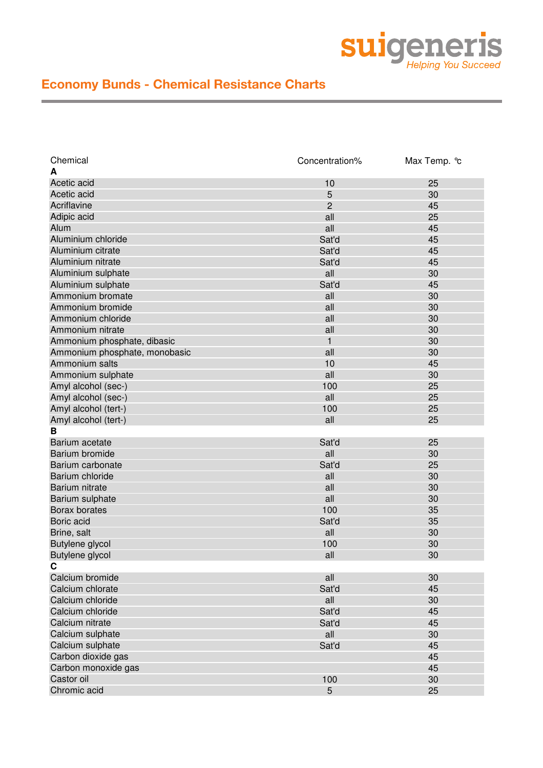suigeneris
*Helping You Succeed*

# Economy Bunds - Chemical Resistance Charts

| Chemical | Concentration% | Max Temp. °c |
|---|---|---|
| **A** | | |
| Acetic acid | 10 | 25 |
| Acetic acid | 5 | 30 |
| Acriflavine | 2 | 45 |
| Adipic acid | all | 25 |
| Alum | all | 45 |
| Aluminium chloride | Sat'd | 45 |
| Aluminium citrate | Sat'd | 45 |
| Aluminium nitrate | Sat'd | 45 |
| Aluminium sulphate | all | 30 |
| Aluminium sulphate | Sat'd | 45 |
| Ammonium bromate | all | 30 |
| Ammonium bromide | all | 30 |
| Ammonium chloride | all | 30 |
| Ammonium nitrate | all | 30 |
| Ammonium phosphate, dibasic | 1 | 30 |
| Ammonium phosphate, monobasic | all | 30 |
| Ammonium salts | 10 | 45 |
| Ammonium sulphate | all | 30 |
| Amyl alcohol (sec-) | 100 | 25 |
| Amyl alcohol (sec-) | all | 25 |
| Amyl alcohol (tert-) | 100 | 25 |
| Amyl alcohol (tert-) | all | 25 |
| **B** | | |
| Barium acetate | Sat'd | 25 |
| Barium bromide | all | 30 |
| Barium carbonate | Sat'd | 25 |
| Barium chloride | all | 30 |
| Barium nitrate | all | 30 |
| Barium sulphate | all | 30 |
| Borax borates | 100 | 35 |
| Boric acid | Sat'd | 35 |
| Brine, salt | all | 30 |
| Butylene glycol | 100 | 30 |
| Butylene glycol | all | 30 |
| **C** | | |
| Calcium bromide | all | 30 |
| Calcium chlorate | Sat'd | 45 |
| Calcium chloride | all | 30 |
| Calcium chloride | Sat'd | 45 |
| Calcium nitrate | Sat'd | 45 |
| Calcium sulphate | all | 30 |
| Calcium sulphate | Sat'd | 45 |
| Carbon dioxide gas | | 45 |
| Carbon monoxide gas | | 45 |
| Castor oil | 100 | 30 |
| Chromic acid | 5 | 25 |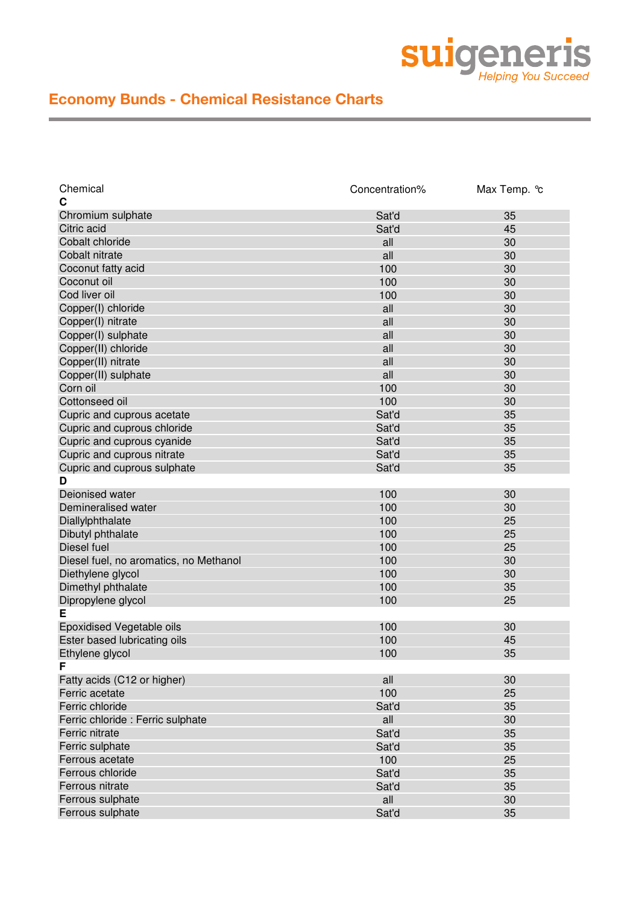## Economy Bunds - Chemical Resistance Charts

| Chemical | Concentration% | Max Temp. °c |
|---|---|---|
| **C** | | |
| Chromium sulphate | Sat'd | 35 |
| Citric acid | Sat'd | 45 |
| Cobalt chloride | all | 30 |
| Cobalt nitrate | all | 30 |
| Coconut fatty acid | 100 | 30 |
| Coconut oil | 100 | 30 |
| Cod liver oil | 100 | 30 |
| Copper(I) chloride | all | 30 |
| Copper(I) nitrate | all | 30 |
| Copper(I) sulphate | all | 30 |
| Copper(II) chloride | all | 30 |
| Copper(II) nitrate | all | 30 |
| Copper(II) sulphate | all | 30 |
| Corn oil | 100 | 30 |
| Cottonseed oil | 100 | 30 |
| Cupric and cuprous acetate | Sat'd | 35 |
| Cupric and cuprous chloride | Sat'd | 35 |
| Cupric and cuprous cyanide | Sat'd | 35 |
| Cupric and cuprous nitrate | Sat'd | 35 |
| Cupric and cuprous sulphate | Sat'd | 35 |
| **D** | | |
| Deionised water | 100 | 30 |
| Demineralised water | 100 | 30 |
| Diallylphthalate | 100 | 25 |
| Dibutyl phthalate | 100 | 25 |
| Diesel fuel | 100 | 25 |
| Diesel fuel, no aromatics, no Methanol | 100 | 30 |
| Diethylene glycol | 100 | 30 |
| Dimethyl phthalate | 100 | 35 |
| Dipropylene glycol | 100 | 25 |
| **E** | | |
| Epoxidised Vegetable oils | 100 | 30 |
| Ester based lubricating oils | 100 | 45 |
| Ethylene glycol | 100 | 35 |
| **F** | | |
| Fatty acids (C12 or higher) | all | 30 |
| Ferric acetate | 100 | 25 |
| Ferric chloride | Sat'd | 35 |
| Ferric chloride : Ferric sulphate | all | 30 |
| Ferric nitrate | Sat'd | 35 |
| Ferric sulphate | Sat'd | 35 |
| Ferrous acetate | 100 | 25 |
| Ferrous chloride | Sat'd | 35 |
| Ferrous nitrate | Sat'd | 35 |
| Ferrous sulphate | all | 30 |
| Ferrous sulphate | Sat'd | 35 |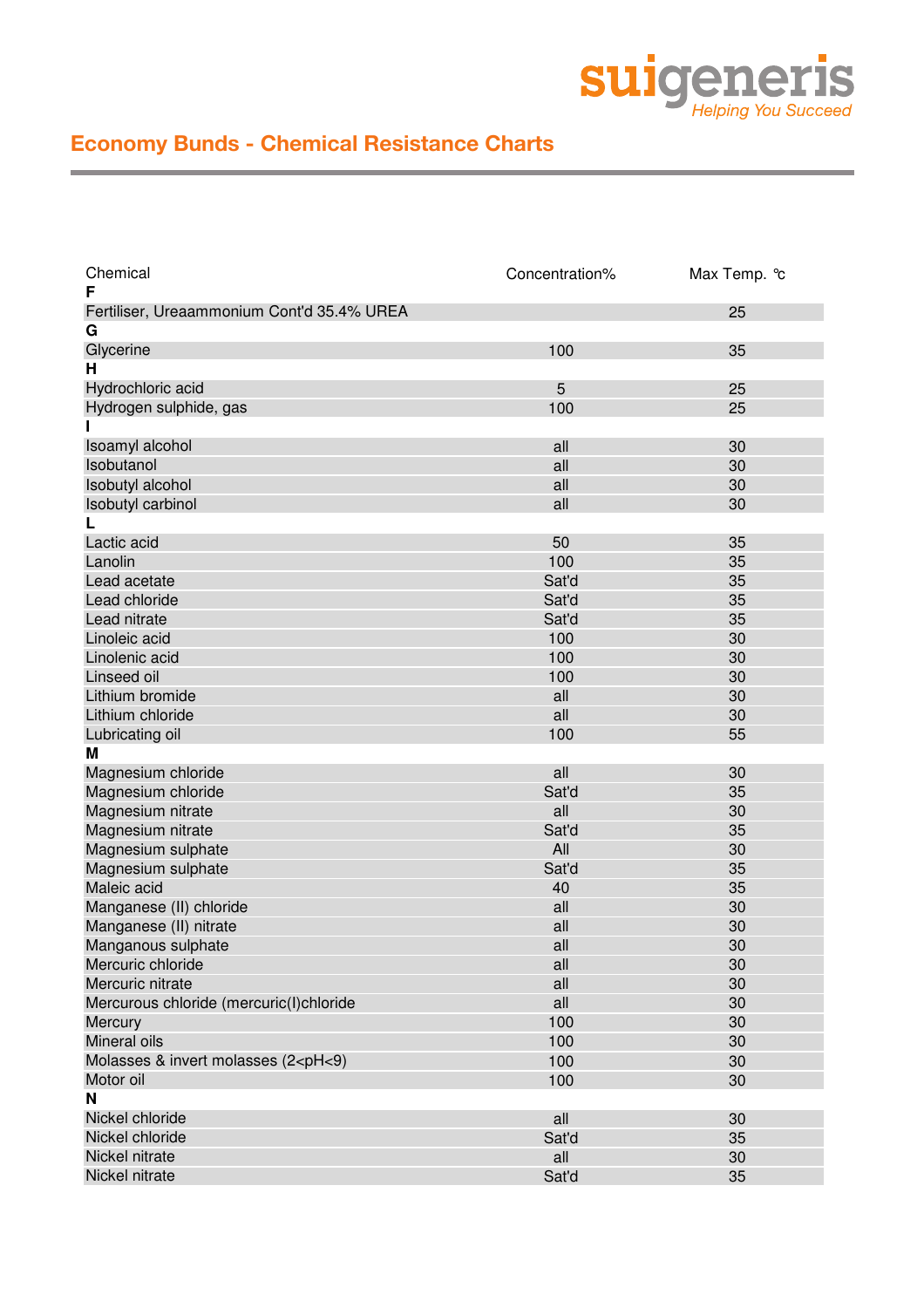## Economy Bunds - Chemical Resistance Charts

| Chemical | Concentration% | Max Temp. °c |
|---|---|---|
| **F** | | |
| Fertiliser, Ureaammonium Cont'd 35.4% UREA | | 25 |
| **G** | | |
| Glycerine | 100 | 35 |
| **H** | | |
| Hydrochloric acid | 5 | 25 |
| Hydrogen sulphide, gas | 100 | 25 |
| **I** | | |
| Isoamyl alcohol | all | 30 |
| Isobutanol | all | 30 |
| Isobutyl alcohol | all | 30 |
| Isobutyl carbinol | all | 30 |
| **L** | | |
| Lactic acid | 50 | 35 |
| Lanolin | 100 | 35 |
| Lead acetate | Sat'd | 35 |
| Lead chloride | Sat'd | 35 |
| Lead nitrate | Sat'd | 35 |
| Linoleic acid | 100 | 30 |
| Linolenic acid | 100 | 30 |
| Linseed oil | 100 | 30 |
| Lithium bromide | all | 30 |
| Lithium chloride | all | 30 |
| Lubricating oil | 100 | 55 |
| **M** | | |
| Magnesium chloride | all | 30 |
| Magnesium chloride | Sat'd | 35 |
| Magnesium nitrate | all | 30 |
| Magnesium nitrate | Sat'd | 35 |
| Magnesium sulphate | All | 30 |
| Magnesium sulphate | Sat'd | 35 |
| Maleic acid | 40 | 35 |
| Manganese (II) chloride | all | 30 |
| Manganese (II) nitrate | all | 30 |
| Manganous sulphate | all | 30 |
| Mercuric chloride | all | 30 |
| Mercuric nitrate | all | 30 |
| Mercurous chloride (mercuric(I)chloride | all | 30 |
| Mercury | 100 | 30 |
| Mineral oils | 100 | 30 |
| Molasses & invert molasses (2<pH<9) | 100 | 30 |
| Motor oil | 100 | 30 |
| **N** | | |
| Nickel chloride | all | 30 |
| Nickel chloride | Sat'd | 35 |
| Nickel nitrate | all | 30 |
| Nickel nitrate | Sat'd | 35 |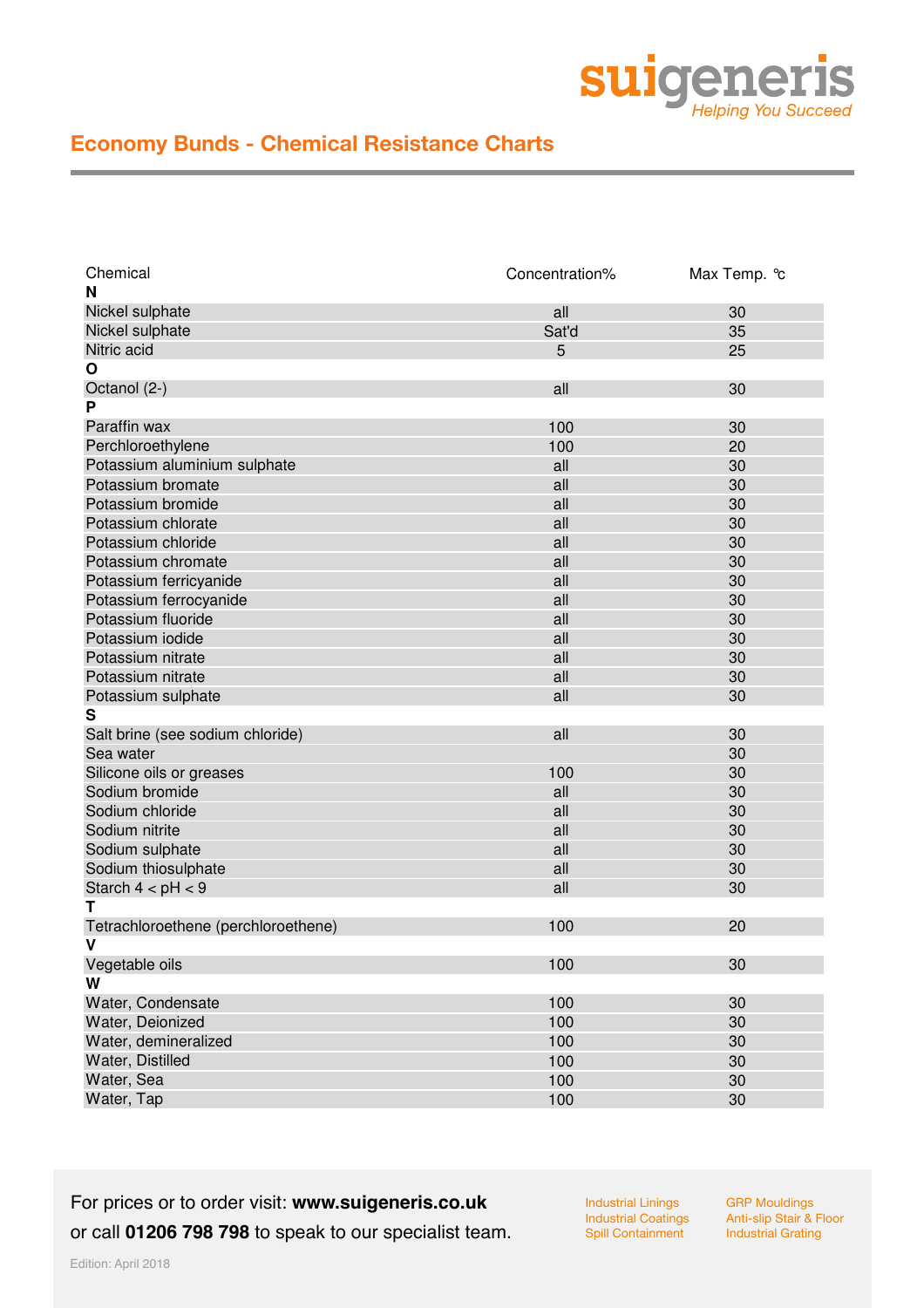suigeneris
*Helping You Succeed*

## Economy Bunds - Chemical Resistance Charts

| Chemical | Concentration% | Max Temp. °c |
|---|---|---|
| **N** | | |
| Nickel sulphate | all | 30 |
| Nickel sulphate | Sat'd | 35 |
| Nitric acid | 5 | 25 |
| **O** | | |
| Octanol (2-) | all | 30 |
| **P** | | |
| Paraffin wax | 100 | 30 |
| Perchloroethylene | 100 | 20 |
| Potassium aluminium sulphate | all | 30 |
| Potassium bromate | all | 30 |
| Potassium bromide | all | 30 |
| Potassium chlorate | all | 30 |
| Potassium chloride | all | 30 |
| Potassium chromate | all | 30 |
| Potassium ferricyanide | all | 30 |
| Potassium ferrocyanide | all | 30 |
| Potassium fluoride | all | 30 |
| Potassium iodide | all | 30 |
| Potassium nitrate | all | 30 |
| Potassium nitrate | all | 30 |
| Potassium sulphate | all | 30 |
| **S** | | |
| Salt brine (see sodium chloride) | all | 30 |
| Sea water | | 30 |
| Silicone oils or greases | 100 | 30 |
| Sodium bromide | all | 30 |
| Sodium chloride | all | 30 |
| Sodium nitrite | all | 30 |
| Sodium sulphate | all | 30 |
| Sodium thiosulphate | all | 30 |
| Starch 4 < pH < 9 | all | 30 |
| **T** | | |
| Tetrachloroethene (perchloroethene) | 100 | 20 |
| **V** | | |
| Vegetable oils | 100 | 30 |
| **W** | | |
| Water, Condensate | 100 | 30 |
| Water, Deionized | 100 | 30 |
| Water, demineralized | 100 | 30 |
| Water, Distilled | 100 | 30 |
| Water, Sea | 100 | 30 |
| Water, Tap | 100 | 30 |

For prices or to order visit: **www.suigeneris.co.uk**
or call **01206 798 798** to speak to our specialist team.

Industrial Linings
Industrial Coatings
Spill Containment

GRP Mouldings
Anti-slip Stair & Floor
Industrial Grating

Edition: April 2018